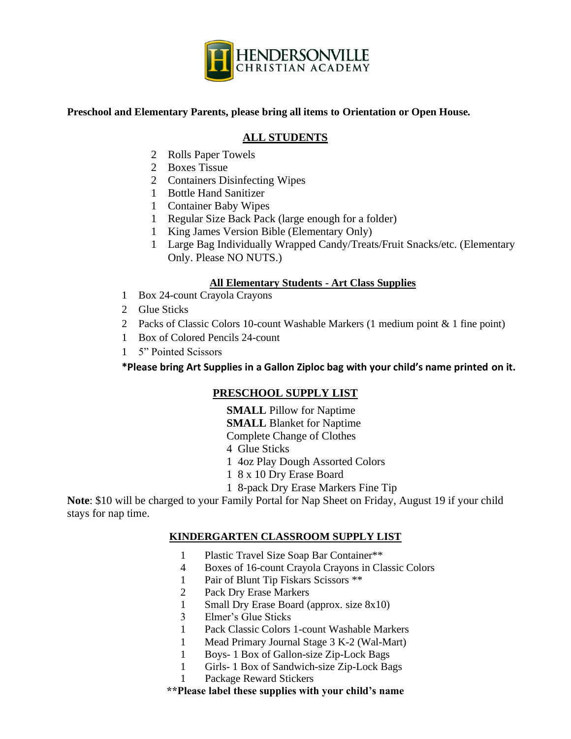# HENDERSONVILLE CHRISTIAN ACADEMY

**Preschool and Elementary Parents, please bring all items to Orientation or Open House.**

## ALL STUDENTS

- 2 Rolls Paper Towels
- 2 Boxes Tissue
- 2 Containers Disinfecting Wipes
- 1 Bottle Hand Sanitizer
- 1 Container Baby Wipes
- 1 Regular Size Back Pack (large enough for a folder)
- 1 King James Version Bible (Elementary Only)
- 1 Large Bag Individually Wrapped Candy/Treats/Fruit Snacks/etc. (Elementary Only. Please NO NUTS.)

## All Elementary Students - Art Class Supplies

- 1 Box 24-count Crayola Crayons
- 2 Glue Sticks
- 2 Packs of Classic Colors 10-count Washable Markers (1 medium point & 1 fine point)
- 1 Box of Colored Pencils 24-count
- 1 5" Pointed Scissors

**\*Please bring Art Supplies in a Gallon Ziploc bag with your child's name printed on it.**

## PRESCHOOL SUPPLY LIST

- **SMALL** Pillow for Naptime
- **SMALL** Blanket for Naptime
- Complete Change of Clothes
- 4 Glue Sticks
- 1 4oz Play Dough Assorted Colors
- 1 8 x 10 Dry Erase Board
- 1 8-pack Dry Erase Markers Fine Tip

**Note**: $10 will be charged to your Family Portal for Nap Sheet on Friday, August 19 if your child stays for nap time.

## KINDERGARTEN CLASSROOM SUPPLY LIST

- 1 Plastic Travel Size Soap Bar Container**
- 4 Boxes of 16-count Crayola Crayons in Classic Colors
- 1 Pair of Blunt Tip Fiskars Scissors **
- 2 Pack Dry Erase Markers
- 1 Small Dry Erase Board (approx. size 8x10)
- 3 Elmer's Glue Sticks
- 1 Pack Classic Colors 1-count Washable Markers
- 1 Mead Primary Journal Stage 3 K-2 (Wal-Mart)
- 1 Boys- 1 Box of Gallon-size Zip-Lock Bags
- 1 Girls- 1 Box of Sandwich-size Zip-Lock Bags
- 1 Package Reward Stickers

**\*\*Please label these supplies with your child's name**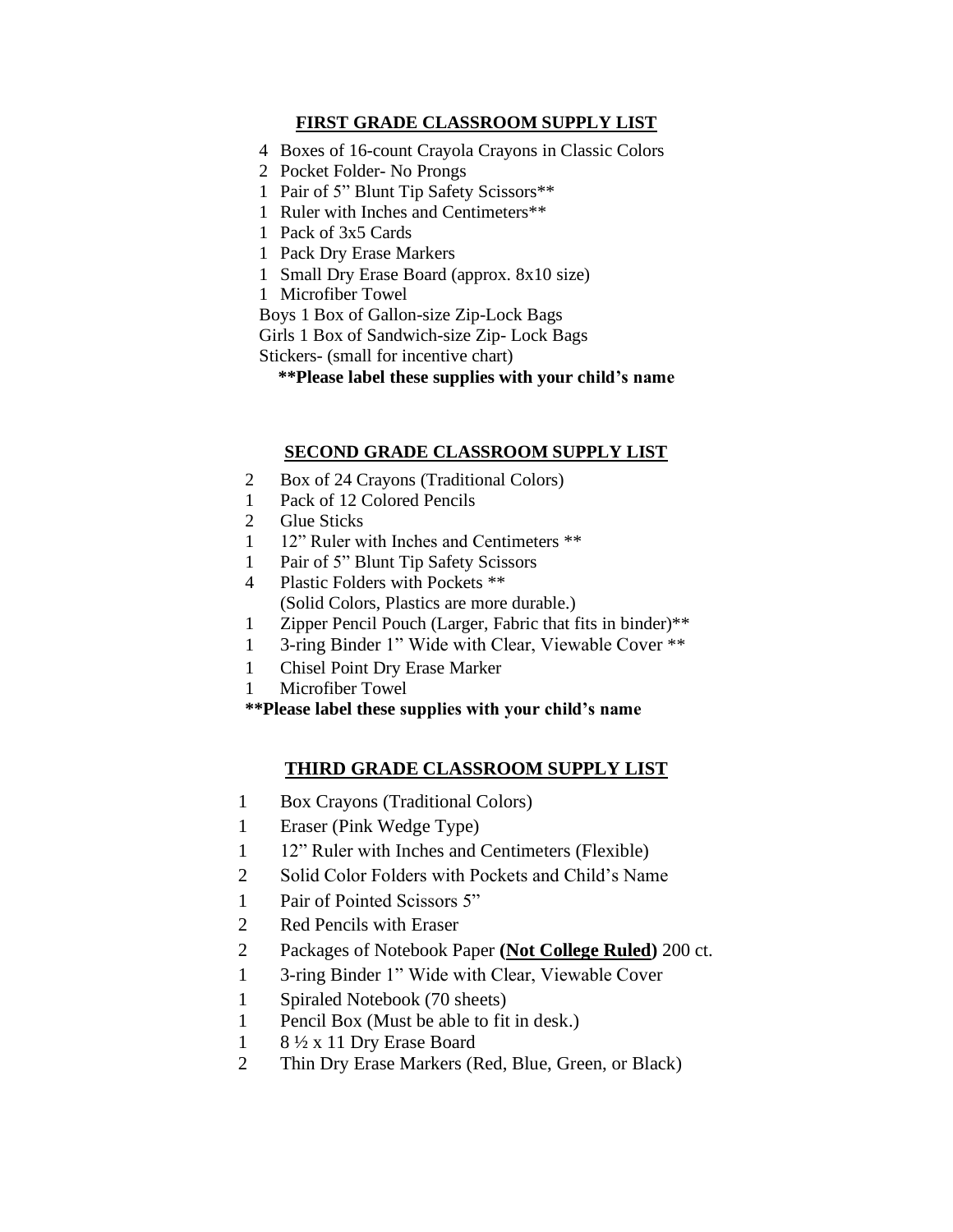## FIRST GRADE CLASSROOM SUPPLY LIST

- 4 Boxes of 16-count Crayola Crayons in Classic Colors
- 2 Pocket Folder- No Prongs
- 1 Pair of 5" Blunt Tip Safety Scissors**
- 1 Ruler with Inches and Centimeters**
- 1 Pack of 3x5 Cards
- 1 Pack Dry Erase Markers
- 1 Small Dry Erase Board (approx. 8x10 size)
- 1 Microfiber Towel
- Boys 1 Box of Gallon-size Zip-Lock Bags
- Girls 1 Box of Sandwich-size Zip- Lock Bags
- Stickers- (small for incentive chart)

**Please label these supplies with your child's name**

## SECOND GRADE CLASSROOM SUPPLY LIST

- 2 Box of 24 Crayons (Traditional Colors)
- 1 Pack of 12 Colored Pencils
- 2 Glue Sticks
- 1 12" Ruler with Inches and Centimeters **
- 1 Pair of 5" Blunt Tip Safety Scissors
- 4 Plastic Folders with Pockets **
  (Solid Colors, Plastics are more durable.)
- 1 Zipper Pencil Pouch (Larger, Fabric that fits in binder)**
- 1 3-ring Binder 1" Wide with Clear, Viewable Cover **
- 1 Chisel Point Dry Erase Marker
- 1 Microfiber Towel

**Please label these supplies with your child's name**

## THIRD GRADE CLASSROOM SUPPLY LIST

- 1 Box Crayons (Traditional Colors)
- 1 Eraser (Pink Wedge Type)
- 1 12" Ruler with Inches and Centimeters (Flexible)
- 2 Solid Color Folders with Pockets and Child's Name
- 1 Pair of Pointed Scissors 5"
- 2 Red Pencils with Eraser
- 2 Packages of Notebook Paper **(Not College Ruled)** 200 ct.
- 1 3-ring Binder 1" Wide with Clear, Viewable Cover
- 1 Spiraled Notebook (70 sheets)
- 1 Pencil Box (Must be able to fit in desk.)
- 1 8 ½ x 11 Dry Erase Board
- 2 Thin Dry Erase Markers (Red, Blue, Green, or Black)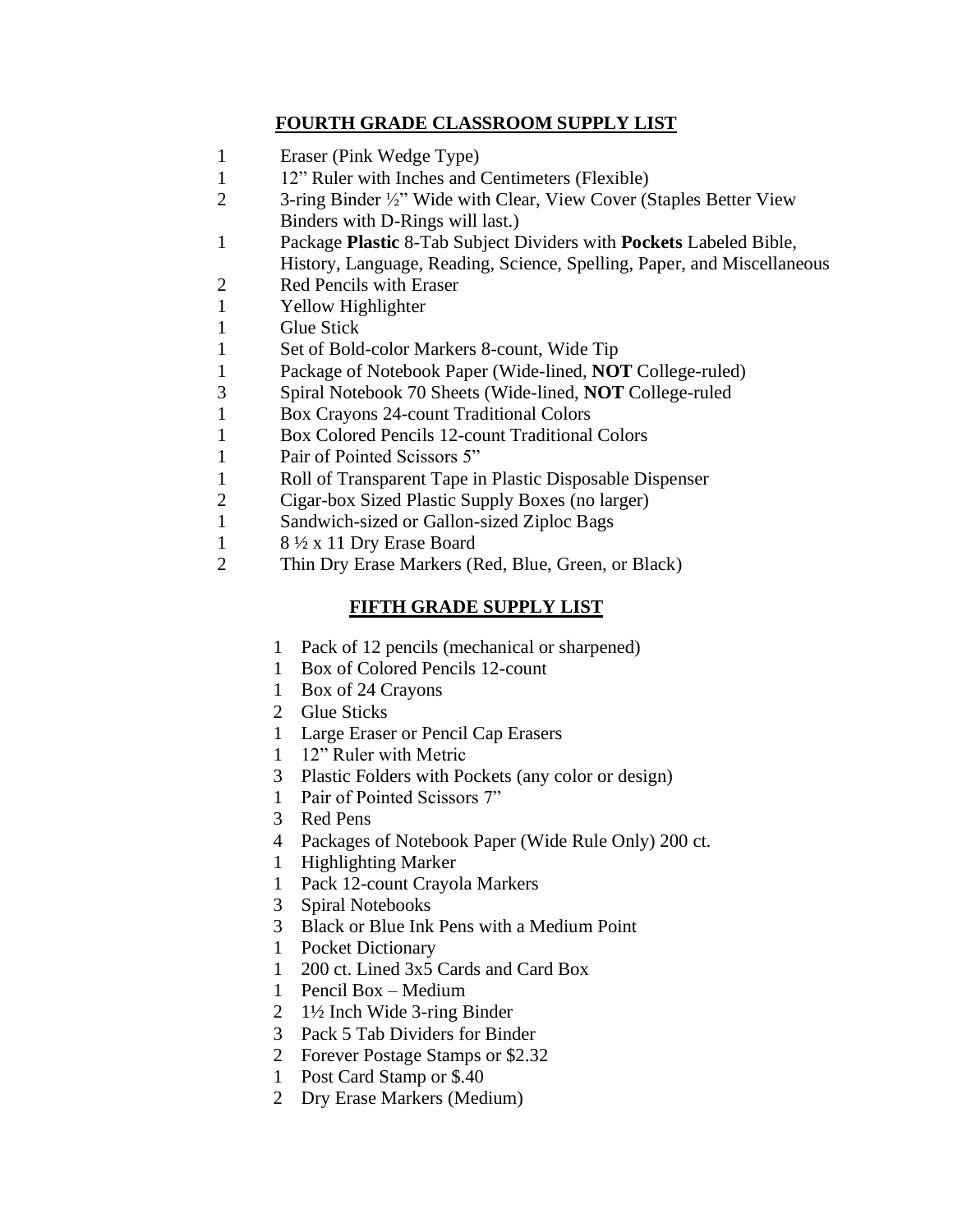## **FOURTH GRADE CLASSROOM SUPPLY LIST**

1 Eraser (Pink Wedge Type)
1 12" Ruler with Inches and Centimeters (Flexible)
2 3-ring Binder ½" Wide with Clear, View Cover (Staples Better View Binders with D-Rings will last.)
1 Package **Plastic** 8-Tab Subject Dividers with **Pockets** Labeled Bible, History, Language, Reading, Science, Spelling, Paper, and Miscellaneous
2 Red Pencils with Eraser
1 Yellow Highlighter
1 Glue Stick
1 Set of Bold-color Markers 8-count, Wide Tip
1 Package of Notebook Paper (Wide-lined, **NOT** College-ruled)
3 Spiral Notebook 70 Sheets (Wide-lined, **NOT** College-ruled
1 Box Crayons 24-count Traditional Colors
1 Box Colored Pencils 12-count Traditional Colors
1 Pair of Pointed Scissors 5"
1 Roll of Transparent Tape in Plastic Disposable Dispenser
2 Cigar-box Sized Plastic Supply Boxes (no larger)
1 Sandwich-sized or Gallon-sized Ziploc Bags
1 8 ½ x 11 Dry Erase Board
2 Thin Dry Erase Markers (Red, Blue, Green, or Black)

## **FIFTH GRADE SUPPLY LIST**

1 Pack of 12 pencils (mechanical or sharpened)
1 Box of Colored Pencils 12-count
1 Box of 24 Crayons
2 Glue Sticks
1 Large Eraser or Pencil Cap Erasers
1 12" Ruler with Metric
3 Plastic Folders with Pockets (any color or design)
1 Pair of Pointed Scissors 7"
3 Red Pens
4 Packages of Notebook Paper (Wide Rule Only) 200 ct.
1 Highlighting Marker
1 Pack 12-count Crayola Markers
3 Spiral Notebooks
3 Black or Blue Ink Pens with a Medium Point
1 Pocket Dictionary
1 200 ct. Lined 3x5 Cards and Card Box
1 Pencil Box – Medium
2 1½ Inch Wide 3-ring Binder
3 Pack 5 Tab Dividers for Binder
2 Forever Postage Stamps or $2.32
1 Post Card Stamp or $.40
2 Dry Erase Markers (Medium)